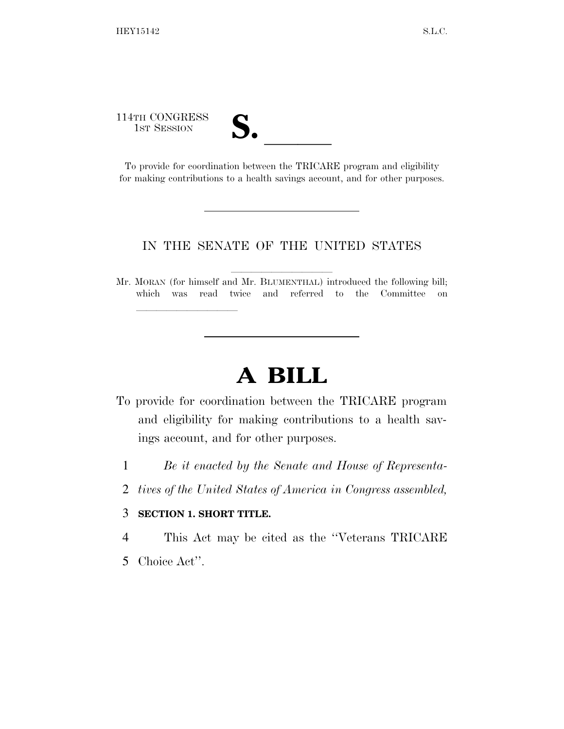114TH CONGRESS
1ST SESSION

# S. \_\_\_\_\_\_

To provide for coordination between the TRICARE program and eligibility for making contributions to a health savings account, and for other purposes.

---

IN THE SENATE OF THE UNITED STATES

Mr. MORAN (for himself and Mr. BLUMENTHAL) introduced the following bill; which was read twice and referred to the Committee on \_\_\_\_\_\_\_\_\_\_\_\_\_\_\_\_\_\_\_\_

---

# A BILL

To provide for coordination between the TRICARE program and eligibility for making contributions to a health savings account, and for other purposes.

1 *Be it enacted by the Senate and House of Representa-*
2 *tives of the United States of America in Congress assembled,*

3 **SECTION 1. SHORT TITLE.**

4 This Act may be cited as the ''Veterans TRICARE
5 Choice Act''.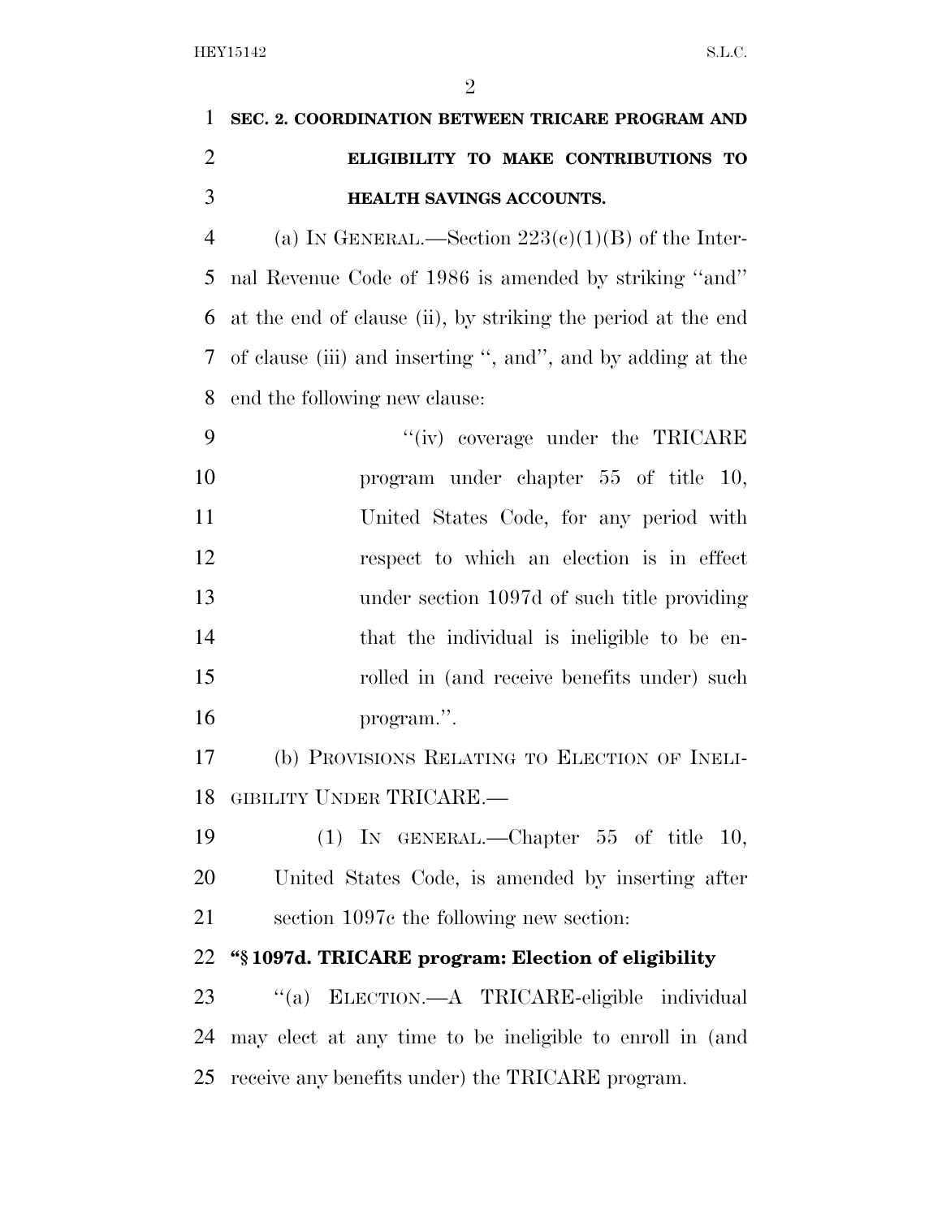**SEC. 2. COORDINATION BETWEEN TRICARE PROGRAM AND ELIGIBILITY TO MAKE CONTRIBUTIONS TO HEALTH SAVINGS ACCOUNTS.**

(a) IN GENERAL.—Section 223(c)(1)(B) of the Internal Revenue Code of 1986 is amended by striking ''and'' at the end of clause (ii), by striking the period at the end of clause (iii) and inserting '', and'', by adding at the end the following new clause:

> ''(iv) coverage under the TRICARE program under chapter 55 of title 10, United States Code, for any period with respect to which an election is in effect under section 1097d of such title providing that the individual is ineligible to be enrolled in (and receive benefits under) such program.''.

(b) PROVISIONS RELATING TO ELECTION OF INELIGIBILITY UNDER TRICARE.—

(1) IN GENERAL.—Chapter 55 of title 10, United States Code, is amended by inserting after section 1097c the following new section:

**''§ 1097d. TRICARE program: Election of eligibility**

''(a) ELECTION.—A TRICARE-eligible individual may elect at any time to be ineligible to enroll in (and receive any benefits under) the TRICARE program.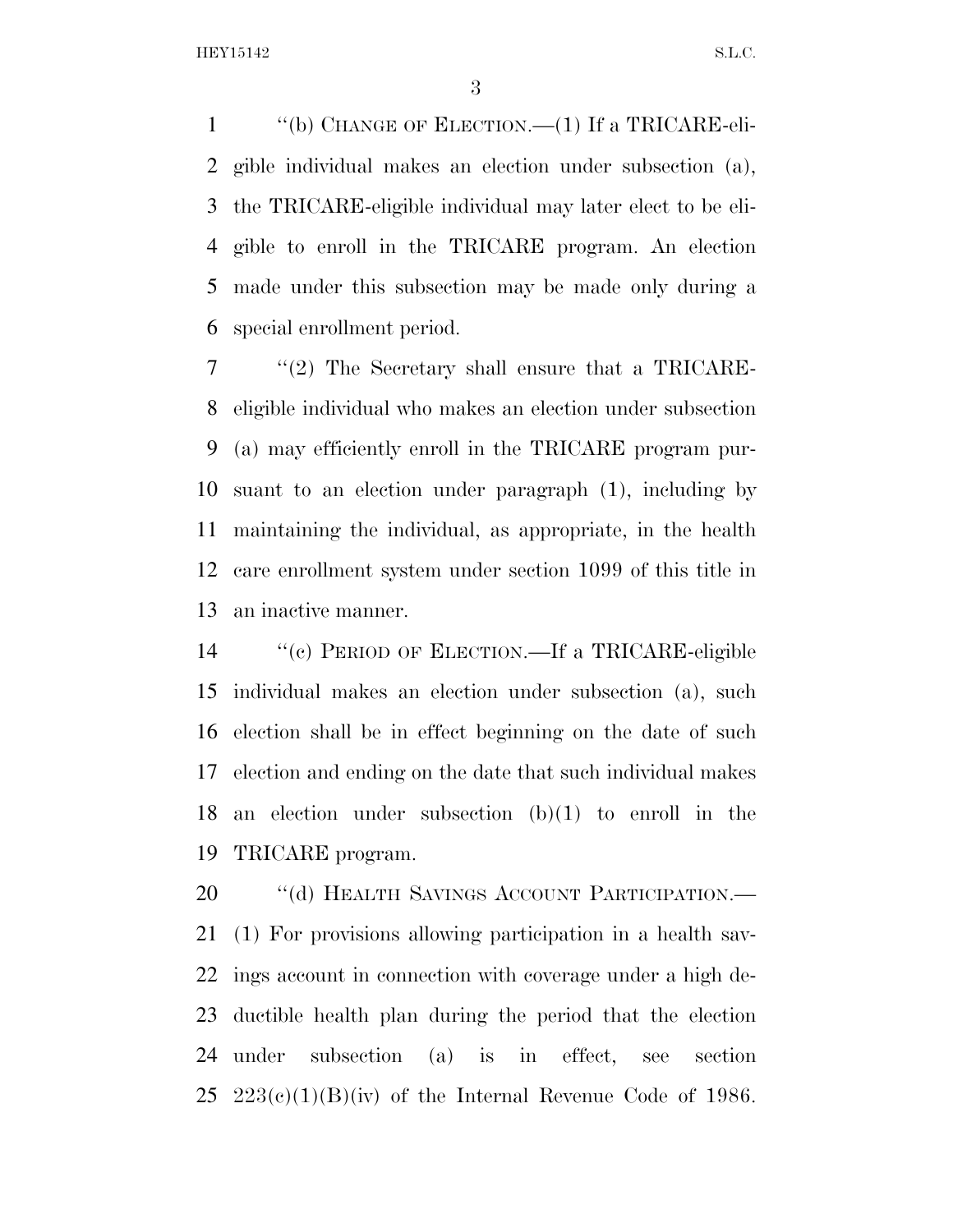"(b) CHANGE OF ELECTION.—(1) If a TRICARE-eligible individual makes an election under subsection (a), the TRICARE-eligible individual may later elect to be eligible to enroll in the TRICARE program. An election made under this subsection may be made only during a special enrollment period.

"(2) The Secretary shall ensure that a TRICARE-eligible individual who makes an election under subsection (a) may efficiently enroll in the TRICARE program pursuant to an election under paragraph (1), including by maintaining the individual, as appropriate, in the health care enrollment system under section 1099 of this title in an inactive manner.

"(c) PERIOD OF ELECTION.—If a TRICARE-eligible individual makes an election under subsection (a), such election shall be in effect beginning on the date of such election and ending on the date that such individual makes an election under subsection (b)(1) to enroll in the TRICARE program.

"(d) HEALTH SAVINGS ACCOUNT PARTICIPATION.—(1) For provisions allowing participation in a health savings account in connection with coverage under a high deductible health plan during the period that the election under subsection (a) is in effect, see section 223(c)(1)(B)(iv) of the Internal Revenue Code of 1986.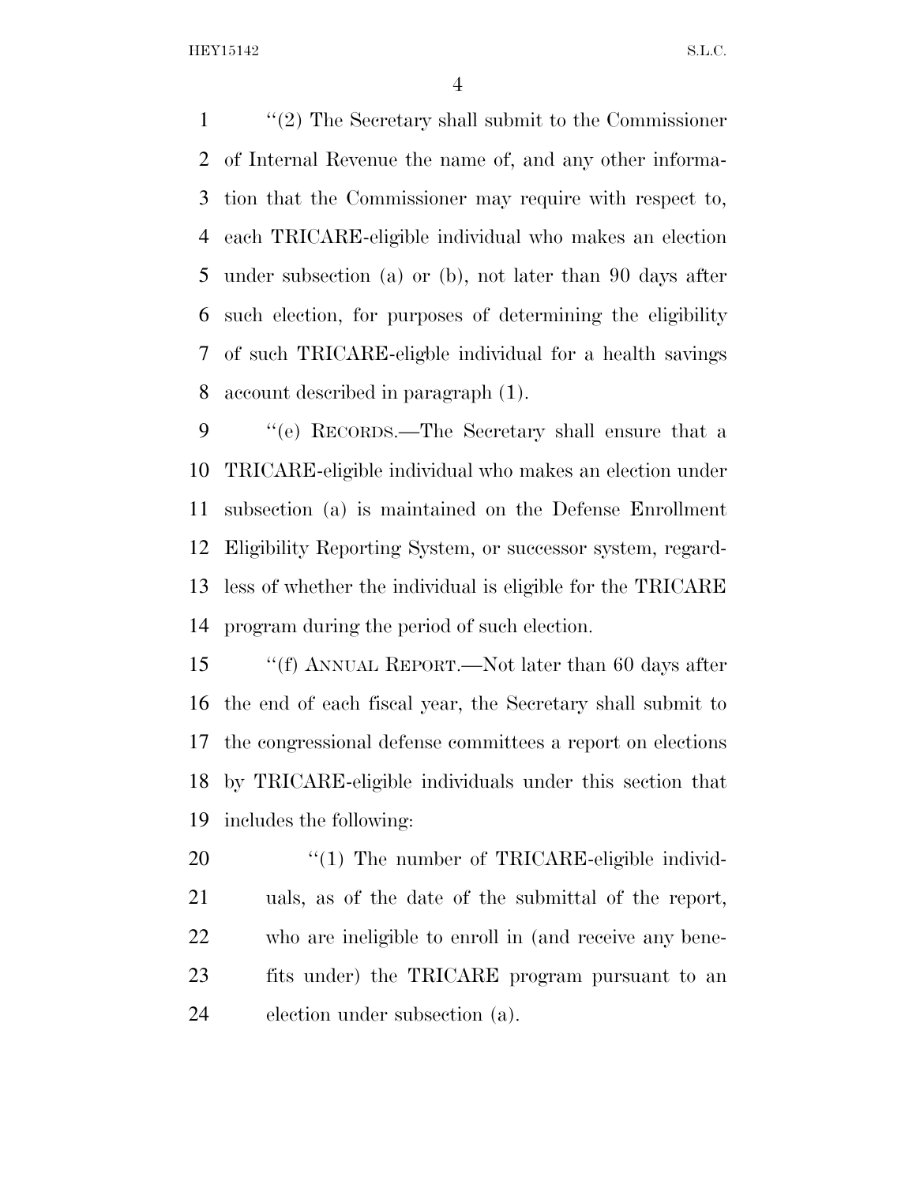"(2) The Secretary shall submit to the Commissioner of Internal Revenue the name of, and any other information that the Commissioner may require with respect to, each TRICARE-eligible individual who makes an election under subsection (a) or (b), not later than 90 days after such election, for purposes of determining the eligibility of such TRICARE-eligble individual for a health savings account described in paragraph (1).

"(e) RECORDS.—The Secretary shall ensure that a TRICARE-eligible individual who makes an election under subsection (a) is maintained on the Defense Enrollment Eligibility Reporting System, or successor system, regardless of whether the individual is eligible for the TRICARE program during the period of such election.

"(f) ANNUAL REPORT.—Not later than 60 days after the end of each fiscal year, the Secretary shall submit to the congressional defense committees a report on elections by TRICARE-eligible individuals under this section that includes the following:

"(1) The number of TRICARE-eligible individuals, as of the date of the submittal of the report, who are ineligible to enroll in (and receive any benefits under) the TRICARE program pursuant to an election under subsection (a).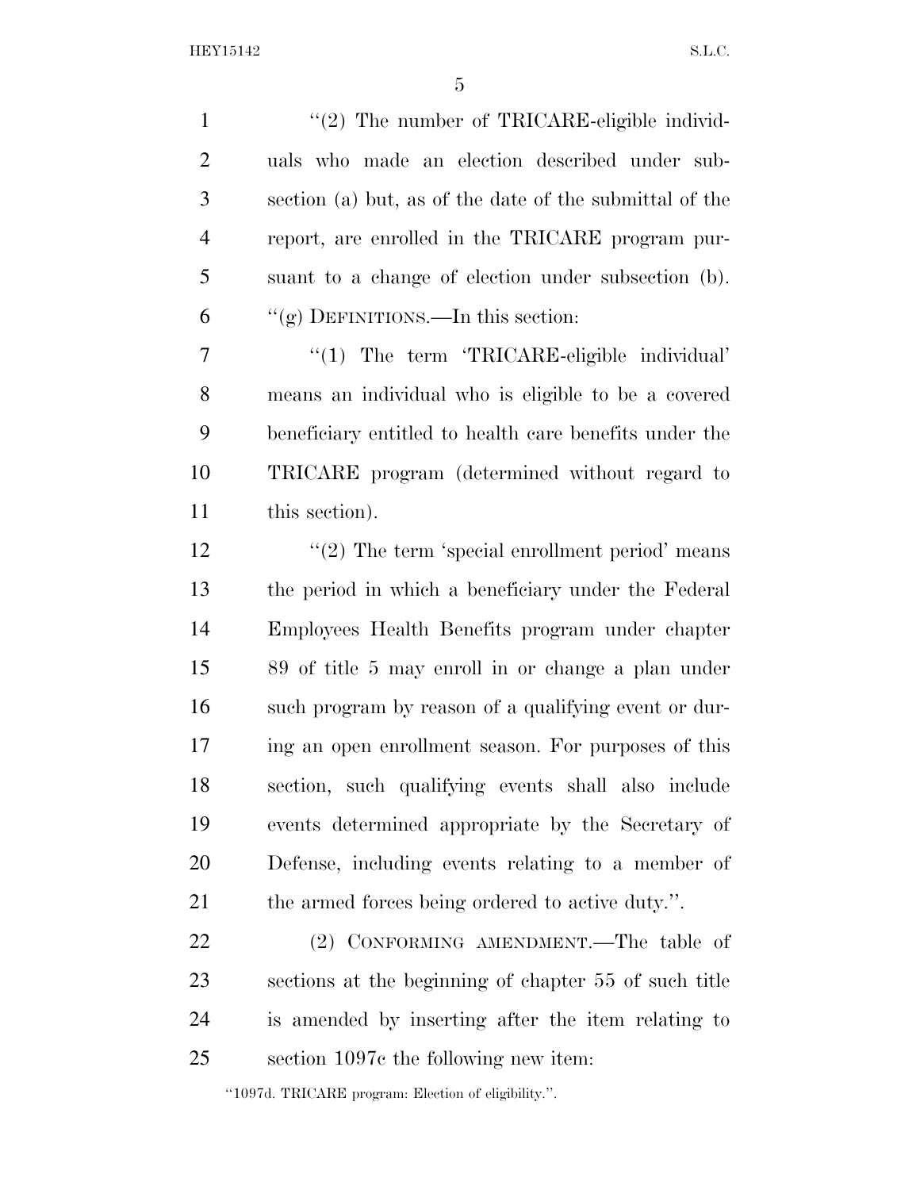''(2) The number of TRICARE-eligible individuals who made an election described under subsection (a) but, as of the date of the submittal of the report, are enrolled in the TRICARE program pursuant to a change of election under subsection (b).

''(g) DEFINITIONS.—In this section:

''(1) The term 'TRICARE-eligible individual' means an individual who is eligible to be a covered beneficiary entitled to health care benefits under the TRICARE program (determined without regard to this section).

''(2) The term 'special enrollment period' means the period in which a beneficiary under the Federal Employees Health Benefits program under chapter 89 of title 5 may enroll in or change a plan under such program by reason of a qualifying event or during an open enrollment season. For purposes of this section, such qualifying events shall also include events determined appropriate by the Secretary of Defense, including events relating to a member of the armed forces being ordered to active duty.''.

(2) CONFORMING AMENDMENT.—The table of sections at the beginning of chapter 55 of such title is amended by inserting after the item relating to section 1097c the following new item:

''1097d. TRICARE program: Election of eligibility.''.